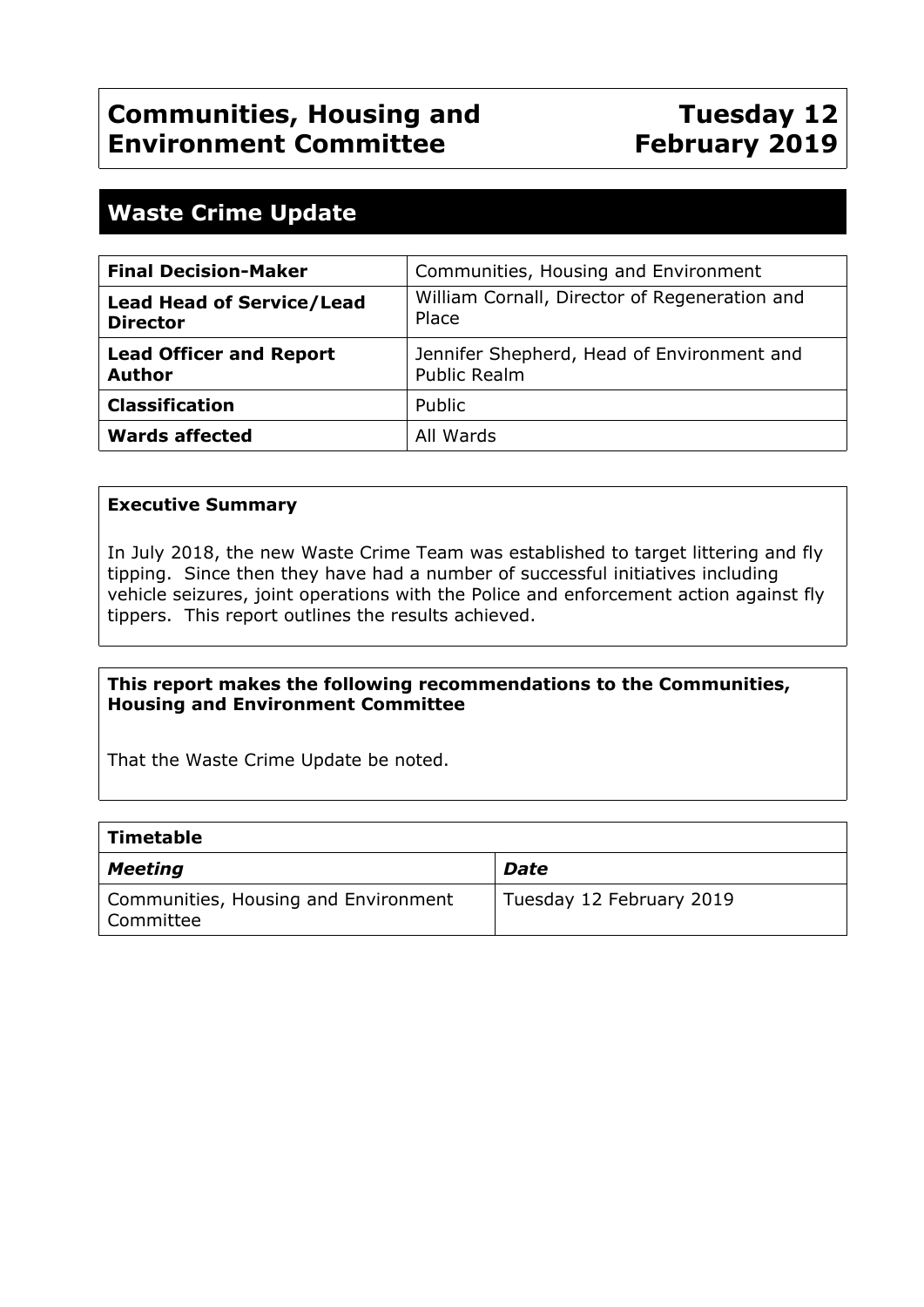# Communities, Housing and Environment Committee

# Tuesday 12 February 2019

## Waste Crime Update

| | |
|---|---|
| **Final Decision-Maker** | Communities, Housing and Environment |
| **Lead Head of Service/Lead Director** | William Cornall, Director of Regeneration and Place |
| **Lead Officer and Report Author** | Jennifer Shepherd, Head of Environment and Public Realm |
| **Classification** | Public |
| **Wards affected** | All Wards |

**Executive Summary**

In July 2018, the new Waste Crime Team was established to target littering and fly tipping. Since then they have had a number of successful initiatives including vehicle seizures, joint operations with the Police and enforcement action against fly tippers. This report outlines the results achieved.

**This report makes the following recommendations to the Communities, Housing and Environment Committee**

That the Waste Crime Update be noted.

| **Timetable** | |
|---|---|
| ***Meeting*** | ***Date*** |
| Communities, Housing and Environment Committee | Tuesday 12 February 2019 |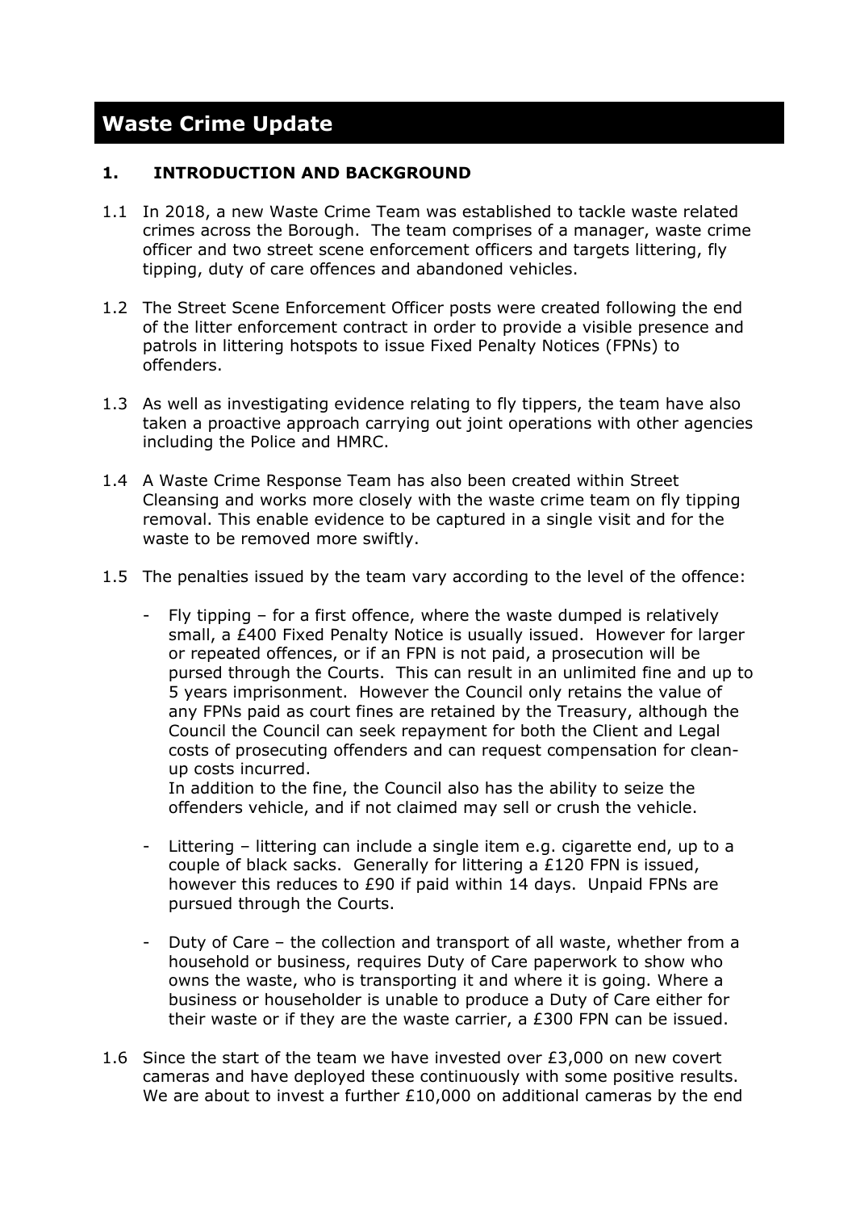# Waste Crime Update

## 1. INTRODUCTION AND BACKGROUND

1.1 In 2018, a new Waste Crime Team was established to tackle waste related crimes across the Borough. The team comprises of a manager, waste crime officer and two street scene enforcement officers and targets littering, fly tipping, duty of care offences and abandoned vehicles.

1.2 The Street Scene Enforcement Officer posts were created following the end of the litter enforcement contract in order to provide a visible presence and patrols in littering hotspots to issue Fixed Penalty Notices (FPNs) to offenders.

1.3 As well as investigating evidence relating to fly tippers, the team have also taken a proactive approach carrying out joint operations with other agencies including the Police and HMRC.

1.4 A Waste Crime Response Team has also been created within Street Cleansing and works more closely with the waste crime team on fly tipping removal. This enable evidence to be captured in a single visit and for the waste to be removed more swiftly.

1.5 The penalties issued by the team vary according to the level of the offence:

- Fly tipping – for a first offence, where the waste dumped is relatively small, a £400 Fixed Penalty Notice is usually issued. However for larger or repeated offences, or if an FPN is not paid, a prosecution will be pursed through the Courts. This can result in an unlimited fine and up to 5 years imprisonment. However the Council only retains the value of any FPNs paid as court fines are retained by the Treasury, although the Council the Council can seek repayment for both the Client and Legal costs of prosecuting offenders and can request compensation for clean-up costs incurred.
  In addition to the fine, the Council also has the ability to seize the offenders vehicle, and if not claimed may sell or crush the vehicle.

- Littering – littering can include a single item e.g. cigarette end, up to a couple of black sacks. Generally for littering a £120 FPN is issued, however this reduces to £90 if paid within 14 days. Unpaid FPNs are pursued through the Courts.

- Duty of Care – the collection and transport of all waste, whether from a household or business, requires Duty of Care paperwork to show who owns the waste, who is transporting it and where it is going. Where a business or householder is unable to produce a Duty of Care either for their waste or if they are the waste carrier, a £300 FPN can be issued.

1.6 Since the start of the team we have invested over £3,000 on new covert cameras and have deployed these continuously with some positive results. We are about to invest a further £10,000 on additional cameras by the end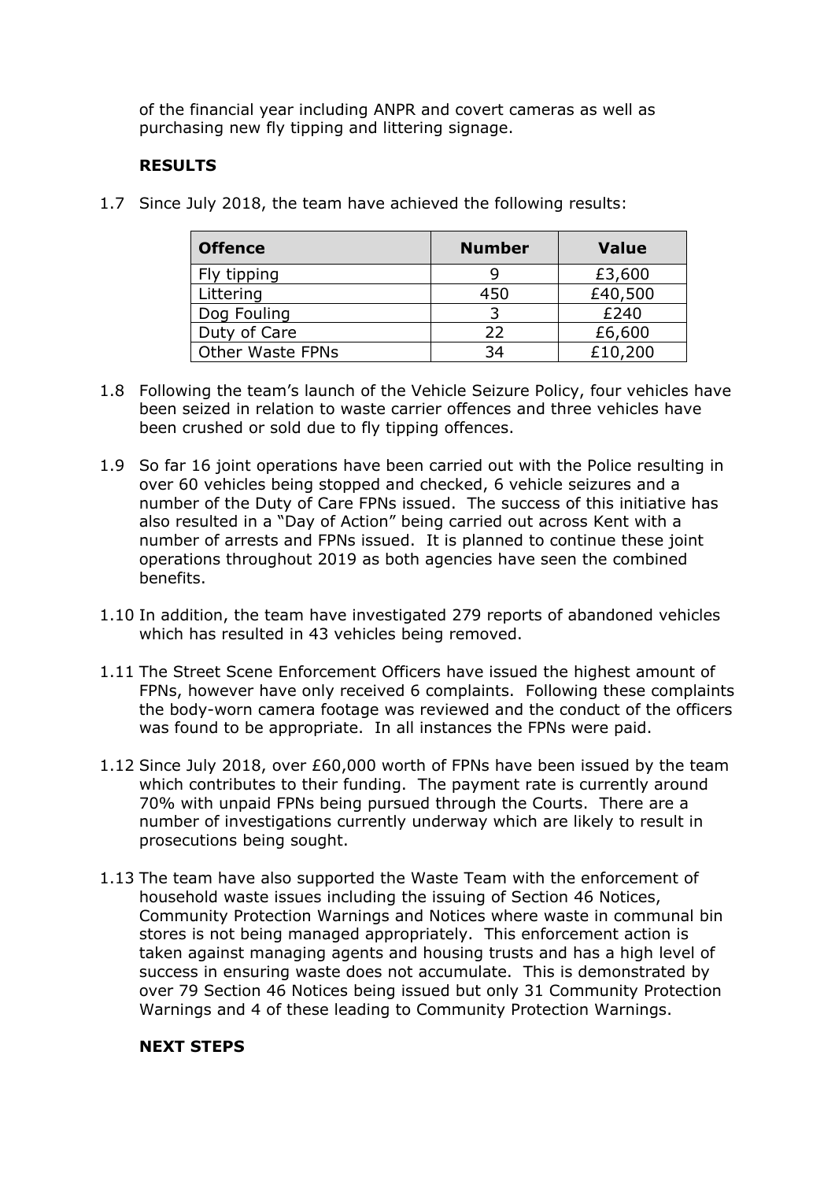of the financial year including ANPR and covert cameras as well as purchasing new fly tipping and littering signage.

**RESULTS**

1.7 Since July 2018, the team have achieved the following results:

| Offence | Number | Value |
|---|---|---|
| Fly tipping | 9 | £3,600 |
| Littering | 450 | £40,500 |
| Dog Fouling | 3 | £240 |
| Duty of Care | 22 | £6,600 |
| Other Waste FPNs | 34 | £10,200 |

1.8 Following the team's launch of the Vehicle Seizure Policy, four vehicles have been seized in relation to waste carrier offences and three vehicles have been crushed or sold due to fly tipping offences.

1.9 So far 16 joint operations have been carried out with the Police resulting in over 60 vehicles being stopped and checked, 6 vehicle seizures and a number of the Duty of Care FPNs issued. The success of this initiative has also resulted in a "Day of Action" being carried out across Kent with a number of arrests and FPNs issued. It is planned to continue these joint operations throughout 2019 as both agencies have seen the combined benefits.

1.10 In addition, the team have investigated 279 reports of abandoned vehicles which has resulted in 43 vehicles being removed.

1.11 The Street Scene Enforcement Officers have issued the highest amount of FPNs, however have only received 6 complaints. Following these complaints the body-worn camera footage was reviewed and the conduct of the officers was found to be appropriate. In all instances the FPNs were paid.

1.12 Since July 2018, over £60,000 worth of FPNs have been issued by the team which contributes to their funding. The payment rate is currently around 70% with unpaid FPNs being pursued through the Courts. There are a number of investigations currently underway which are likely to result in prosecutions being sought.

1.13 The team have also supported the Waste Team with the enforcement of household waste issues including the issuing of Section 46 Notices, Community Protection Warnings and Notices where waste in communal bin stores is not being managed appropriately. This enforcement action is taken against managing agents and housing trusts and has a high level of success in ensuring waste does not accumulate. This is demonstrated by over 79 Section 46 Notices being issued but only 31 Community Protection Warnings and 4 of these leading to Community Protection Warnings.

**NEXT STEPS**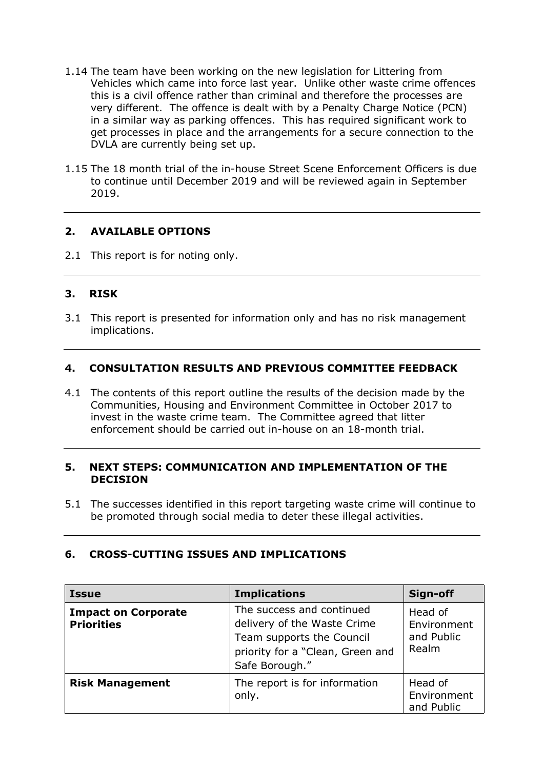1.14 The team have been working on the new legislation for Littering from Vehicles which came into force last year. Unlike other waste crime offences this is a civil offence rather than criminal and therefore the processes are very different. The offence is dealt with by a Penalty Charge Notice (PCN) in a similar way as parking offences. This has required significant work to get processes in place and the arrangements for a secure connection to the DVLA are currently being set up.

1.15 The 18 month trial of the in-house Street Scene Enforcement Officers is due to continue until December 2019 and will be reviewed again in September 2019.

## 2. AVAILABLE OPTIONS

2.1 This report is for noting only.

## 3. RISK

3.1 This report is presented for information only and has no risk management implications.

## 4. CONSULTATION RESULTS AND PREVIOUS COMMITTEE FEEDBACK

4.1 The contents of this report outline the results of the decision made by the Communities, Housing and Environment Committee in October 2017 to invest in the waste crime team. The Committee agreed that litter enforcement should be carried out in-house on an 18-month trial.

## 5. NEXT STEPS: COMMUNICATION AND IMPLEMENTATION OF THE DECISION

5.1 The successes identified in this report targeting waste crime will continue to be promoted through social media to deter these illegal activities.

## 6. CROSS-CUTTING ISSUES AND IMPLICATIONS

| Issue | Implications | Sign-off |
|---|---|---|
| **Impact on Corporate Priorities** | The success and continued delivery of the Waste Crime Team supports the Council priority for a "Clean, Green and Safe Borough." | Head of Environment and Public Realm |
| **Risk Management** | The report is for information only. | Head of Environment and Public |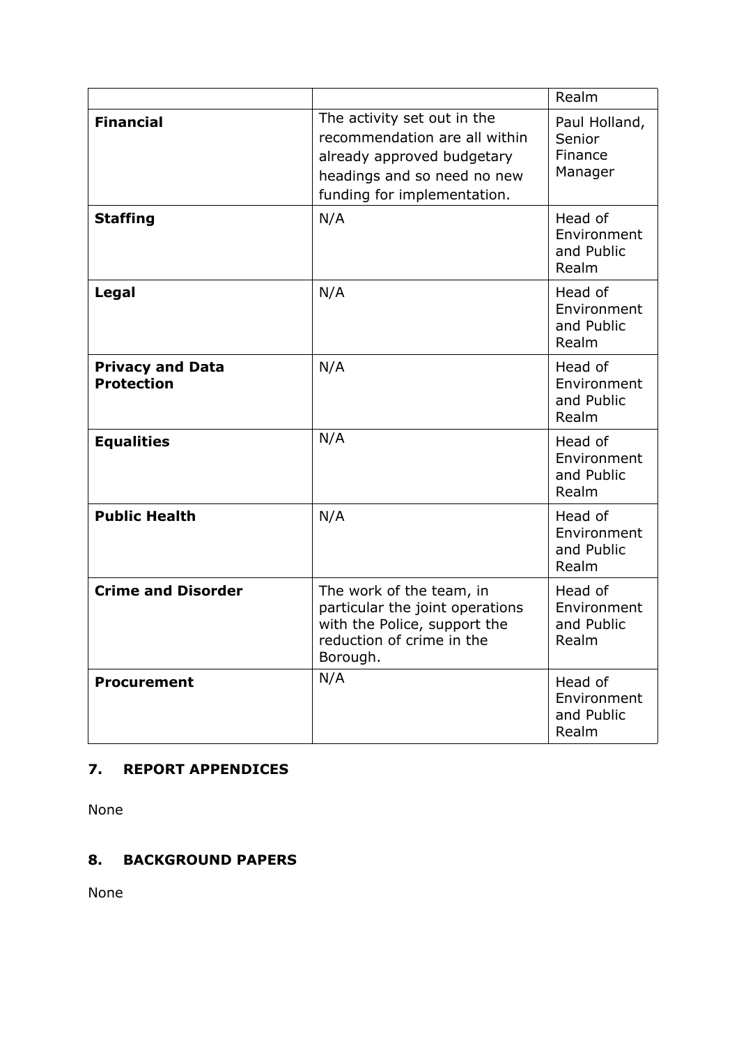| | | |
|---|---|---|
| | | Realm |
| **Financial** | The activity set out in the recommendation are all within already approved budgetary headings and so need no new funding for implementation. | Paul Holland, Senior Finance Manager |
| **Staffing** | N/A | Head of Environment and Public Realm |
| **Legal** | N/A | Head of Environment and Public Realm |
| **Privacy and Data Protection** | N/A | Head of Environment and Public Realm |
| **Equalities** | N/A | Head of Environment and Public Realm |
| **Public Health** | N/A | Head of Environment and Public Realm |
| **Crime and Disorder** | The work of the team, in particular the joint operations with the Police, support the reduction of crime in the Borough. | Head of Environment and Public Realm |
| **Procurement** | N/A | Head of Environment and Public Realm |

## 7. REPORT APPENDICES

None

## 8. BACKGROUND PAPERS

None